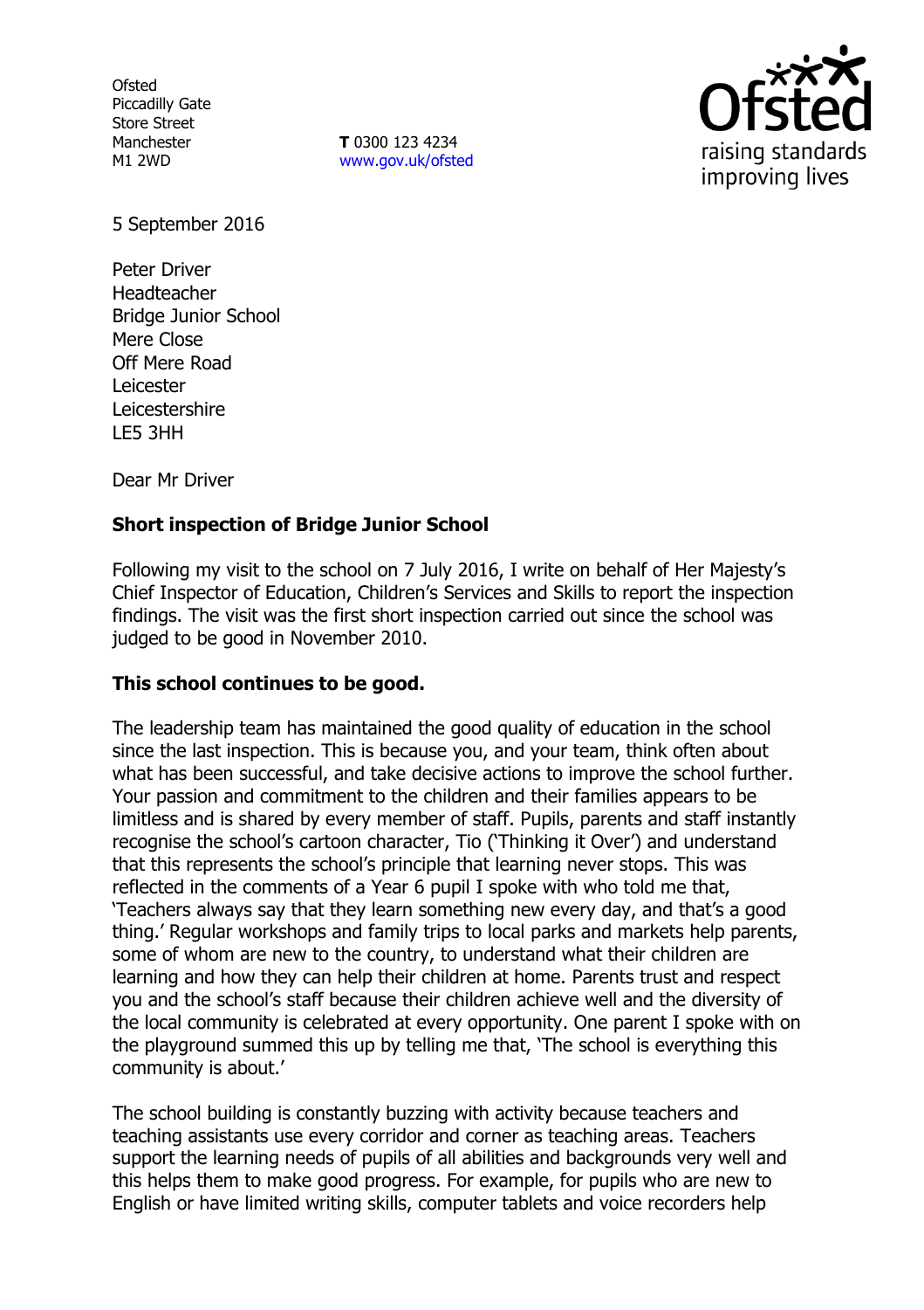Ofsted
Piccadilly Gate
Store Street
Manchester
M1 2WD

**T** 0300 123 4234
www.gov.uk/ofsted

5 September 2016

Peter Driver
Headteacher
Bridge Junior School
Mere Close
Off Mere Road
Leicester
Leicestershire
LE5 3HH

Dear Mr Driver

**Short inspection of Bridge Junior School**

Following my visit to the school on 7 July 2016, I write on behalf of Her Majesty's Chief Inspector of Education, Children's Services and Skills to report the inspection findings. The visit was the first short inspection carried out since the school was judged to be good in November 2010.

**This school continues to be good.**

The leadership team has maintained the good quality of education in the school since the last inspection. This is because you, and your team, think often about what has been successful, and take decisive actions to improve the school further. Your passion and commitment to the children and their families appears to be limitless and is shared by every member of staff. Pupils, parents and staff instantly recognise the school's cartoon character, Tio ('Thinking it Over') and understand that this represents the school's principle that learning never stops. This was reflected in the comments of a Year 6 pupil I spoke with who told me that, 'Teachers always say that they learn something new every day, and that's a good thing.' Regular workshops and family trips to local parks and markets help parents, some of whom are new to the country, to understand what their children are learning and how they can help their children at home. Parents trust and respect you and the school's staff because their children achieve well and the diversity of the local community is celebrated at every opportunity. One parent I spoke with on the playground summed this up by telling me that, 'The school is everything this community is about.'

The school building is constantly buzzing with activity because teachers and teaching assistants use every corridor and corner as teaching areas. Teachers support the learning needs of pupils of all abilities and backgrounds very well and this helps them to make good progress. For example, for pupils who are new to English or have limited writing skills, computer tablets and voice recorders help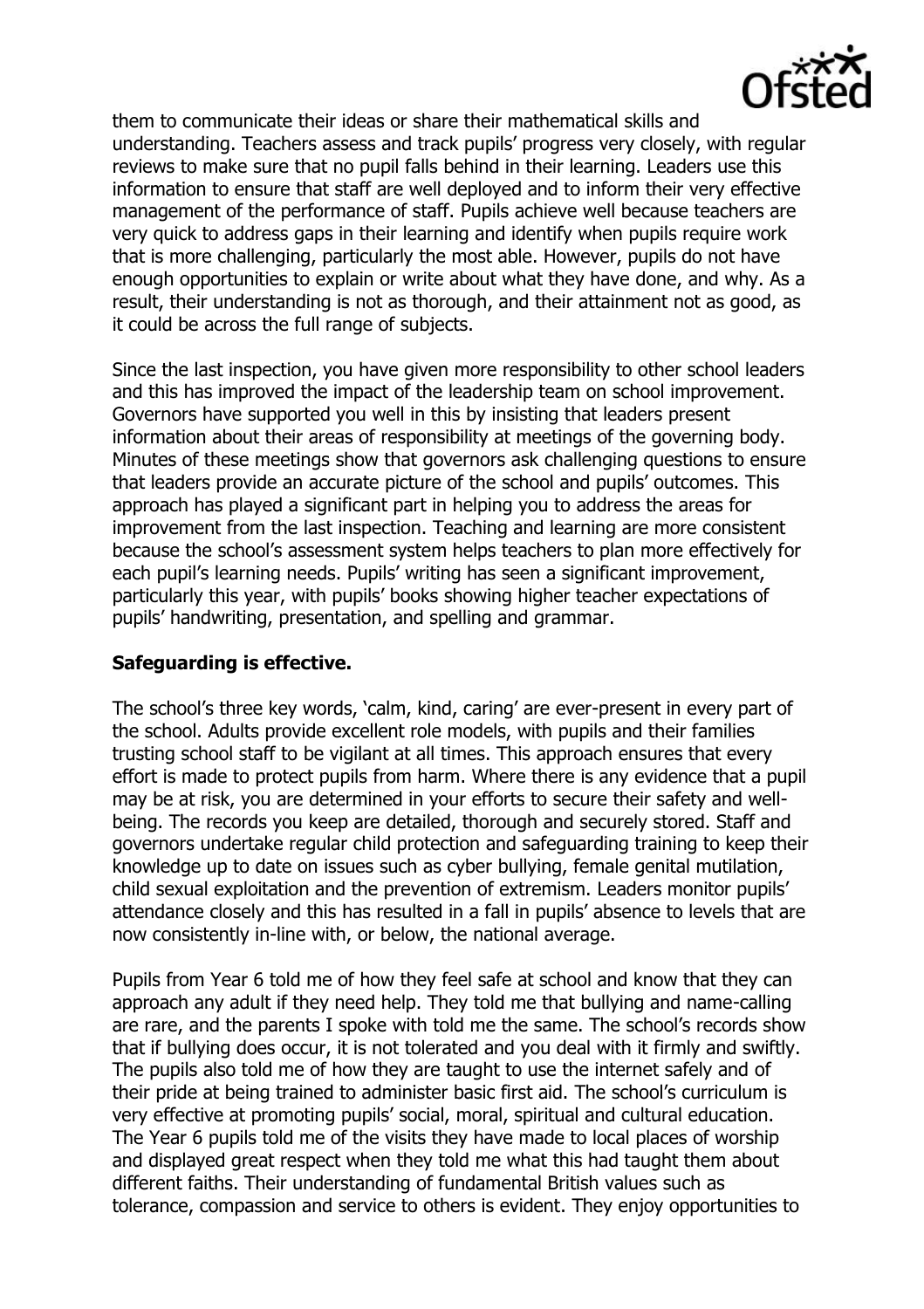them to communicate their ideas or share their mathematical skills and understanding. Teachers assess and track pupils' progress very closely, with regular reviews to make sure that no pupil falls behind in their learning. Leaders use this information to ensure that staff are well deployed and to inform their very effective management of the performance of staff. Pupils achieve well because teachers are very quick to address gaps in their learning and identify when pupils require work that is more challenging, particularly the most able. However, pupils do not have enough opportunities to explain or write about what they have done, and why. As a result, their understanding is not as thorough, and their attainment not as good, as it could be across the full range of subjects.

Since the last inspection, you have given more responsibility to other school leaders and this has improved the impact of the leadership team on school improvement. Governors have supported you well in this by insisting that leaders present information about their areas of responsibility at meetings of the governing body. Minutes of these meetings show that governors ask challenging questions to ensure that leaders provide an accurate picture of the school and pupils' outcomes. This approach has played a significant part in helping you to address the areas for improvement from the last inspection. Teaching and learning are more consistent because the school's assessment system helps teachers to plan more effectively for each pupil's learning needs. Pupils' writing has seen a significant improvement, particularly this year, with pupils' books showing higher teacher expectations of pupils' handwriting, presentation, and spelling and grammar.

**Safeguarding is effective.**

The school's three key words, 'calm, kind, caring' are ever-present in every part of the school. Adults provide excellent role models, with pupils and their families trusting school staff to be vigilant at all times. This approach ensures that every effort is made to protect pupils from harm. Where there is any evidence that a pupil may be at risk, you are determined in your efforts to secure their safety and well-being. The records you keep are detailed, thorough and securely stored. Staff and governors undertake regular child protection and safeguarding training to keep their knowledge up to date on issues such as cyber bullying, female genital mutilation, child sexual exploitation and the prevention of extremism. Leaders monitor pupils' attendance closely and this has resulted in a fall in pupils' absence to levels that are now consistently in-line with, or below, the national average.

Pupils from Year 6 told me of how they feel safe at school and know that they can approach any adult if they need help. They told me that bullying and name-calling are rare, and the parents I spoke with told me the same. The school's records show that if bullying does occur, it is not tolerated and you deal with it firmly and swiftly. The pupils also told me of how they are taught to use the internet safely and of their pride at being trained to administer basic first aid. The school's curriculum is very effective at promoting pupils' social, moral, spiritual and cultural education. The Year 6 pupils told me of the visits they have made to local places of worship and displayed great respect when they told me what this had taught them about different faiths. Their understanding of fundamental British values such as tolerance, compassion and service to others is evident. They enjoy opportunities to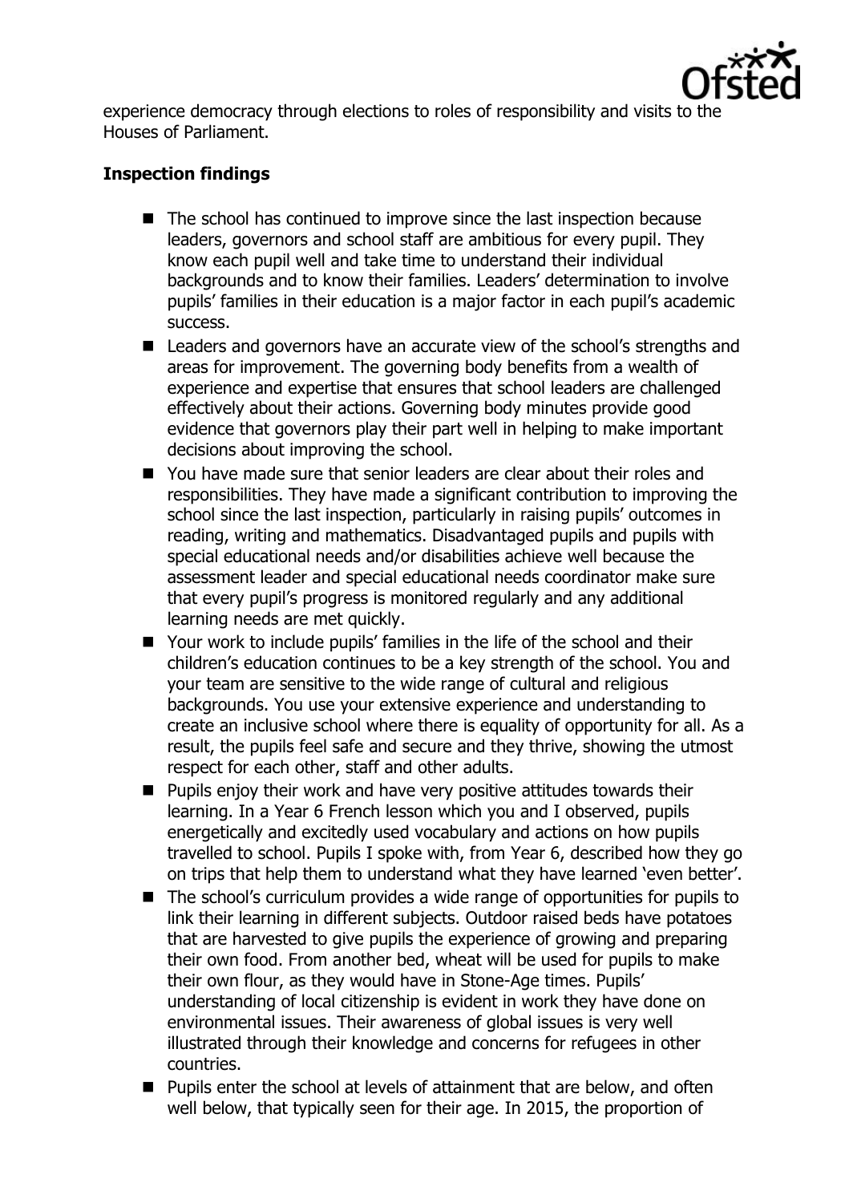experience democracy through elections to roles of responsibility and visits to the Houses of Parliament.

**Inspection findings**

- The school has continued to improve since the last inspection because leaders, governors and school staff are ambitious for every pupil. They know each pupil well and take time to understand their individual backgrounds and to know their families. Leaders' determination to involve pupils' families in their education is a major factor in each pupil's academic success.
- Leaders and governors have an accurate view of the school's strengths and areas for improvement. The governing body benefits from a wealth of experience and expertise that ensures that school leaders are challenged effectively about their actions. Governing body minutes provide good evidence that governors play their part well in helping to make important decisions about improving the school.
- You have made sure that senior leaders are clear about their roles and responsibilities. They have made a significant contribution to improving the school since the last inspection, particularly in raising pupils' outcomes in reading, writing and mathematics. Disadvantaged pupils and pupils with special educational needs and/or disabilities achieve well because the assessment leader and special educational needs coordinator make sure that every pupil's progress is monitored regularly and any additional learning needs are met quickly.
- Your work to include pupils' families in the life of the school and their children's education continues to be a key strength of the school. You and your team are sensitive to the wide range of cultural and religious backgrounds. You use your extensive experience and understanding to create an inclusive school where there is equality of opportunity for all. As a result, the pupils feel safe and secure and they thrive, showing the utmost respect for each other, staff and other adults.
- Pupils enjoy their work and have very positive attitudes towards their learning. In a Year 6 French lesson which you and I observed, pupils energetically and excitedly used vocabulary and actions on how pupils travelled to school. Pupils I spoke with, from Year 6, described how they go on trips that help them to understand what they have learned 'even better'.
- The school's curriculum provides a wide range of opportunities for pupils to link their learning in different subjects. Outdoor raised beds have potatoes that are harvested to give pupils the experience of growing and preparing their own food. From another bed, wheat will be used for pupils to make their own flour, as they would have in Stone-Age times. Pupils' understanding of local citizenship is evident in work they have done on environmental issues. Their awareness of global issues is very well illustrated through their knowledge and concerns for refugees in other countries.
- Pupils enter the school at levels of attainment that are below, and often well below, that typically seen for their age. In 2015, the proportion of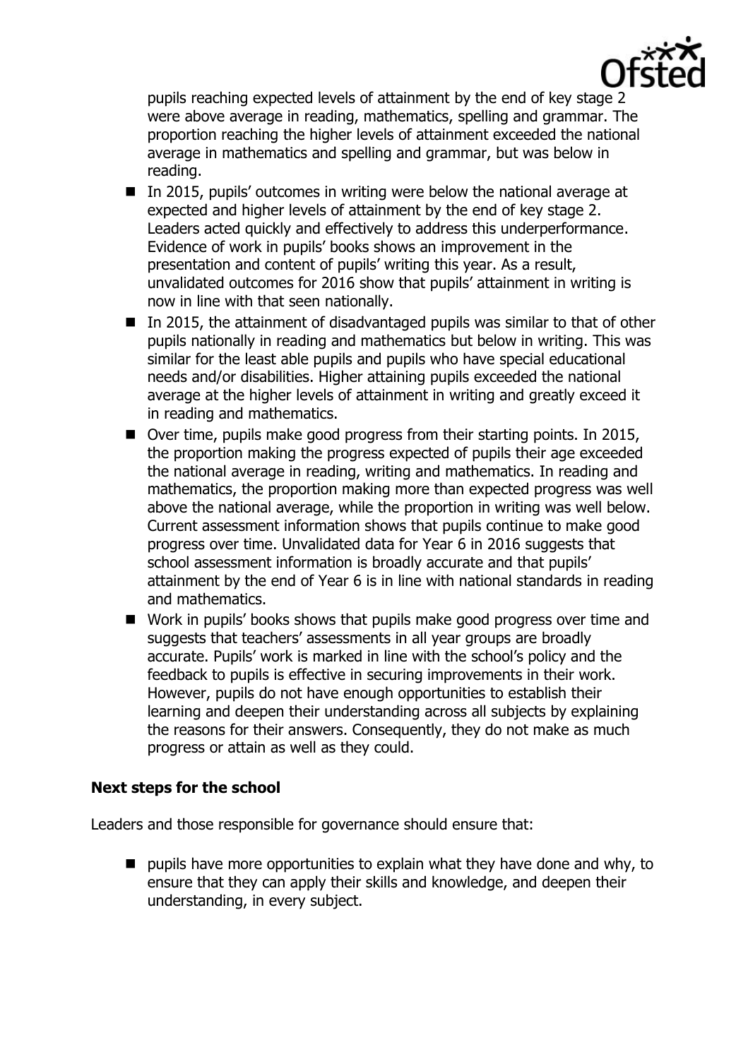pupils reaching expected levels of attainment by the end of key stage 2 were above average in reading, mathematics, spelling and grammar. The proportion reaching the higher levels of attainment exceeded the national average in mathematics and spelling and grammar, but was below in reading.

- In 2015, pupils' outcomes in writing were below the national average at expected and higher levels of attainment by the end of key stage 2. Leaders acted quickly and effectively to address this underperformance. Evidence of work in pupils' books shows an improvement in the presentation and content of pupils' writing this year. As a result, unvalidated outcomes for 2016 show that pupils' attainment in writing is now in line with that seen nationally.
- In 2015, the attainment of disadvantaged pupils was similar to that of other pupils nationally in reading and mathematics but below in writing. This was similar for the least able pupils and pupils who have special educational needs and/or disabilities. Higher attaining pupils exceeded the national average at the higher levels of attainment in writing and greatly exceed it in reading and mathematics.
- Over time, pupils make good progress from their starting points. In 2015, the proportion making the progress expected of pupils their age exceeded the national average in reading, writing and mathematics. In reading and mathematics, the proportion making more than expected progress was well above the national average, while the proportion in writing was well below. Current assessment information shows that pupils continue to make good progress over time. Unvalidated data for Year 6 in 2016 suggests that school assessment information is broadly accurate and that pupils' attainment by the end of Year 6 is in line with national standards in reading and mathematics.
- Work in pupils' books shows that pupils make good progress over time and suggests that teachers' assessments in all year groups are broadly accurate. Pupils' work is marked in line with the school's policy and the feedback to pupils is effective in securing improvements in their work. However, pupils do not have enough opportunities to establish their learning and deepen their understanding across all subjects by explaining the reasons for their answers. Consequently, they do not make as much progress or attain as well as they could.

## Next steps for the school

Leaders and those responsible for governance should ensure that:

- pupils have more opportunities to explain what they have done and why, to ensure that they can apply their skills and knowledge, and deepen their understanding, in every subject.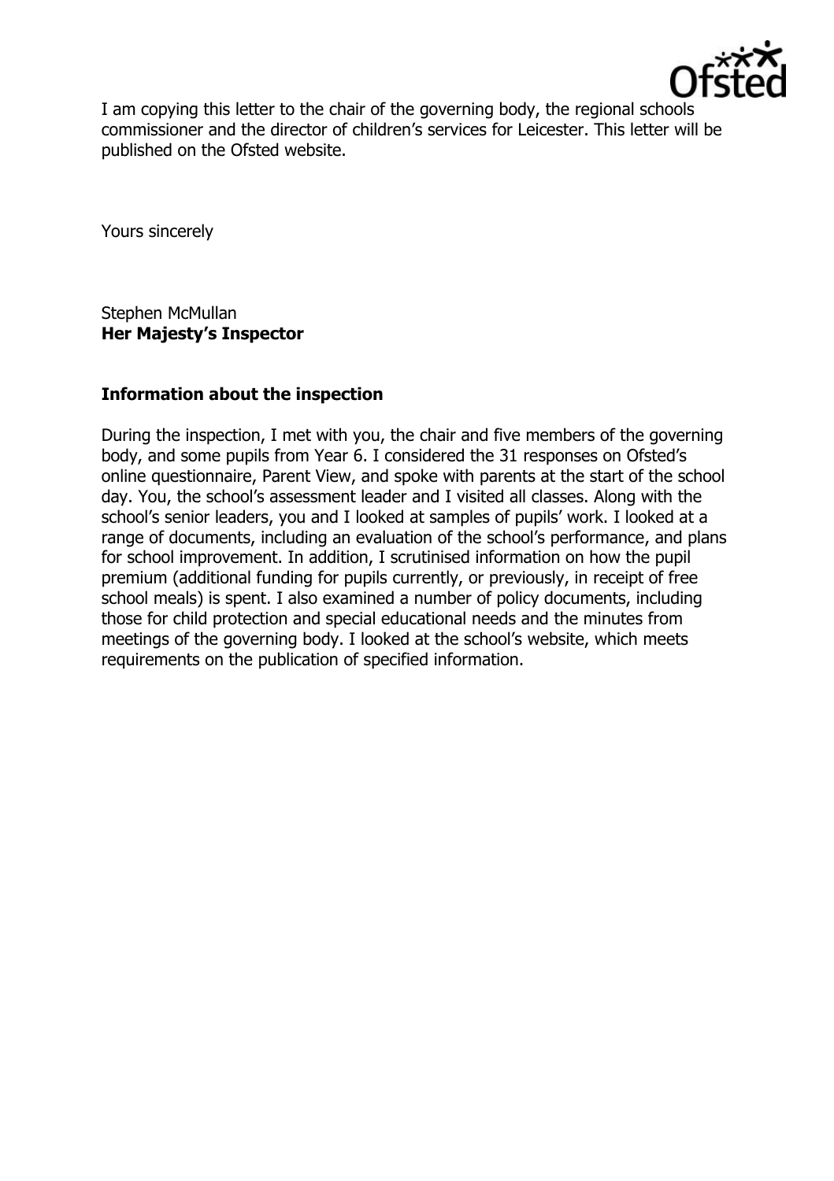I am copying this letter to the chair of the governing body, the regional schools commissioner and the director of children's services for Leicester. This letter will be published on the Ofsted website.

Yours sincerely

Stephen McMullan
**Her Majesty's Inspector**

**Information about the inspection**

During the inspection, I met with you, the chair and five members of the governing body, and some pupils from Year 6. I considered the 31 responses on Ofsted's online questionnaire, Parent View, and spoke with parents at the start of the school day. You, the school's assessment leader and I visited all classes. Along with the school's senior leaders, you and I looked at samples of pupils' work. I looked at a range of documents, including an evaluation of the school's performance, and plans for school improvement. In addition, I scrutinised information on how the pupil premium (additional funding for pupils currently, or previously, in receipt of free school meals) is spent. I also examined a number of policy documents, including those for child protection and special educational needs and the minutes from meetings of the governing body. I looked at the school's website, which meets requirements on the publication of specified information.